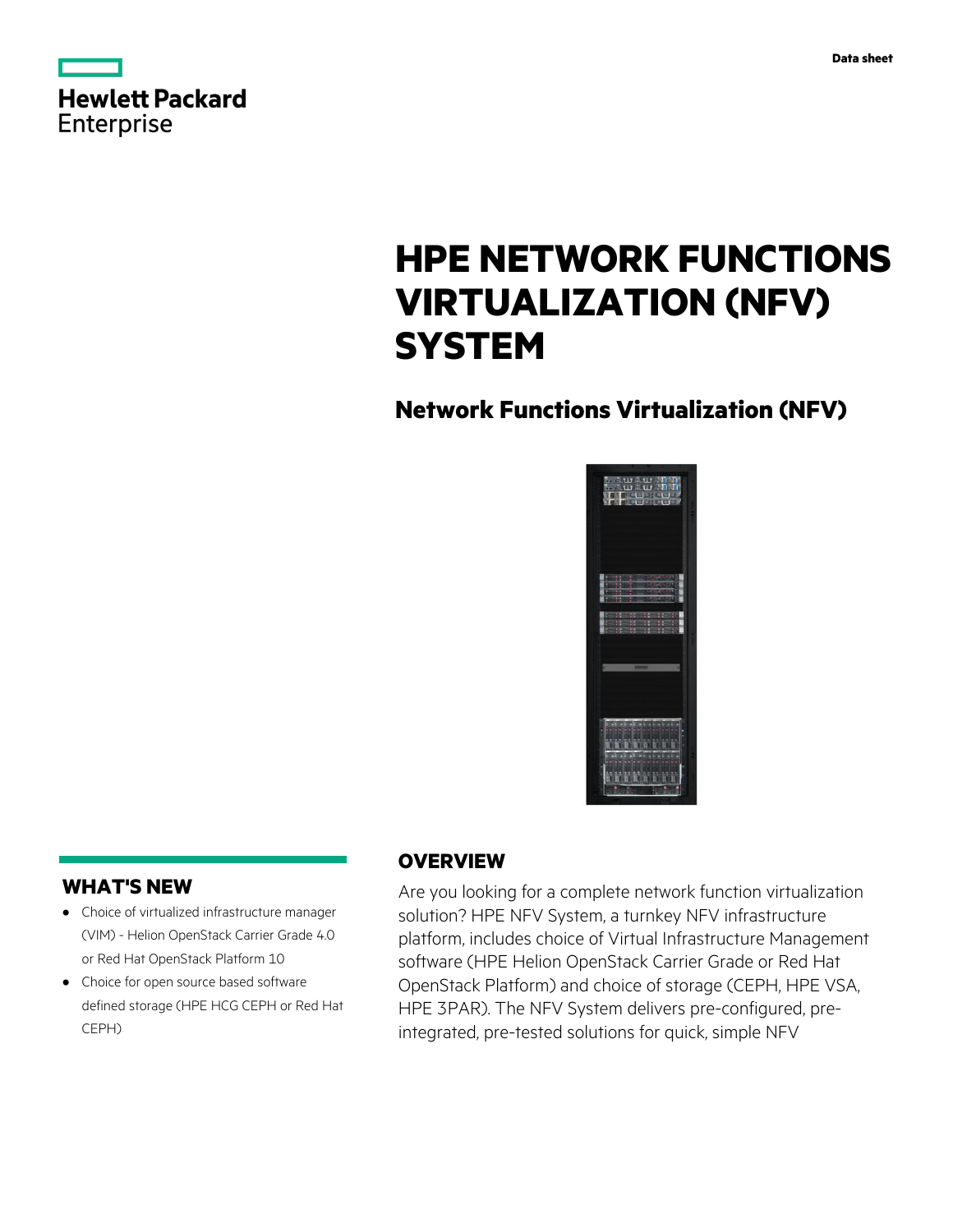Data sheet

# HPE NETWORK FUNCTIONS VIRTUALIZATION (NFV) SYSTEM

## Network Functions Virtualization (NFV)

## WHAT'S NEW

- Choice of virtualized infrastructure manager (VIM) - Helion OpenStack Carrier Grade 4.0 or Red Hat OpenStack Platform 10
- Choice for open source based software defined storage (HPE HCG CEPH or Red Hat CEPH)

## OVERVIEW

Are you looking for a complete network function virtualization solution? HPE NFV System, a turnkey NFV infrastructure platform, includes choice of Virtual Infrastructure Management software (HPE Helion OpenStack Carrier Grade or Red Hat OpenStack Platform) and choice of storage (CEPH, HPE VSA, HPE 3PAR). The NFV System delivers pre-configured, pre-integrated, pre-tested solutions for quick, simple NFV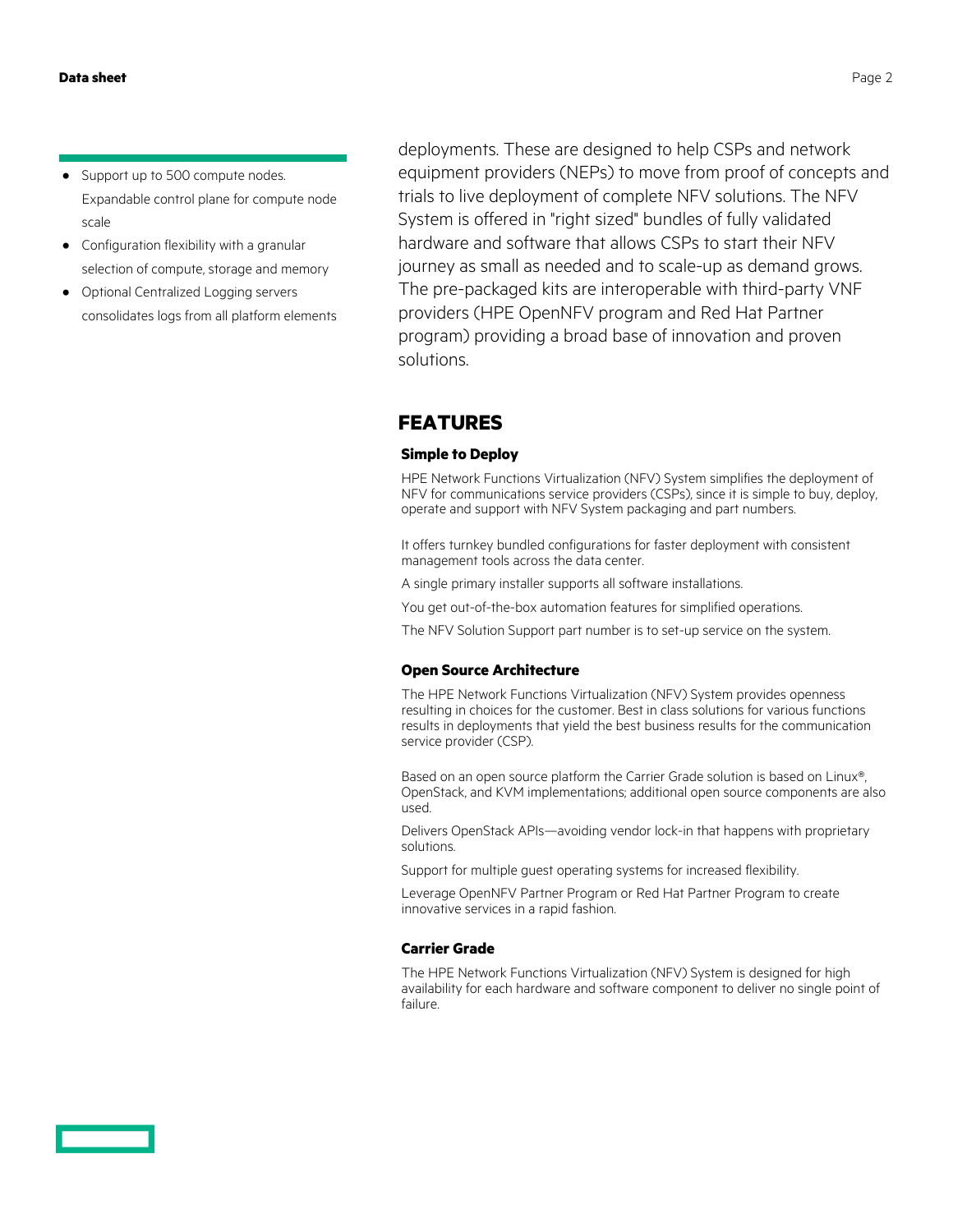- Support up to 500 compute nodes. Expandable control plane for compute node scale
- Configuration flexibility with a granular selection of compute, storage and memory
- Optional Centralized Logging servers consolidates logs from all platform elements

deployments. These are designed to help CSPs and network equipment providers (NEPs) to move from proof of concepts and trials to live deployment of complete NFV solutions. The NFV System is offered in "right sized" bundles of fully validated hardware and software that allows CSPs to start their NFV journey as small as needed and to scale-up as demand grows. The pre-packaged kits are interoperable with third-party VNF providers (HPE OpenNFV program and Red Hat Partner program) providing a broad base of innovation and proven solutions.

## FEATURES

### Simple to Deploy

HPE Network Functions Virtualization (NFV) System simplifies the deployment of NFV for communications service providers (CSPs), since it is simple to buy, deploy, operate and support with NFV System packaging and part numbers.

It offers turnkey bundled configurations for faster deployment with consistent management tools across the data center.

A single primary installer supports all software installations.

You get out-of-the-box automation features for simplified operations.

The NFV Solution Support part number is to set-up service on the system.

### Open Source Architecture

The HPE Network Functions Virtualization (NFV) System provides openness resulting in choices for the customer. Best in class solutions for various functions results in deployments that yield the best business results for the communication service provider (CSP).

Based on an open source platform the Carrier Grade solution is based on Linux®, OpenStack, and KVM implementations; additional open source components are also used.

Delivers OpenStack APIs—avoiding vendor lock-in that happens with proprietary solutions.

Support for multiple guest operating systems for increased flexibility.

Leverage OpenNFV Partner Program or Red Hat Partner Program to create innovative services in a rapid fashion.

### Carrier Grade

The HPE Network Functions Virtualization (NFV) System is designed for high availability for each hardware and software component to deliver no single point of failure.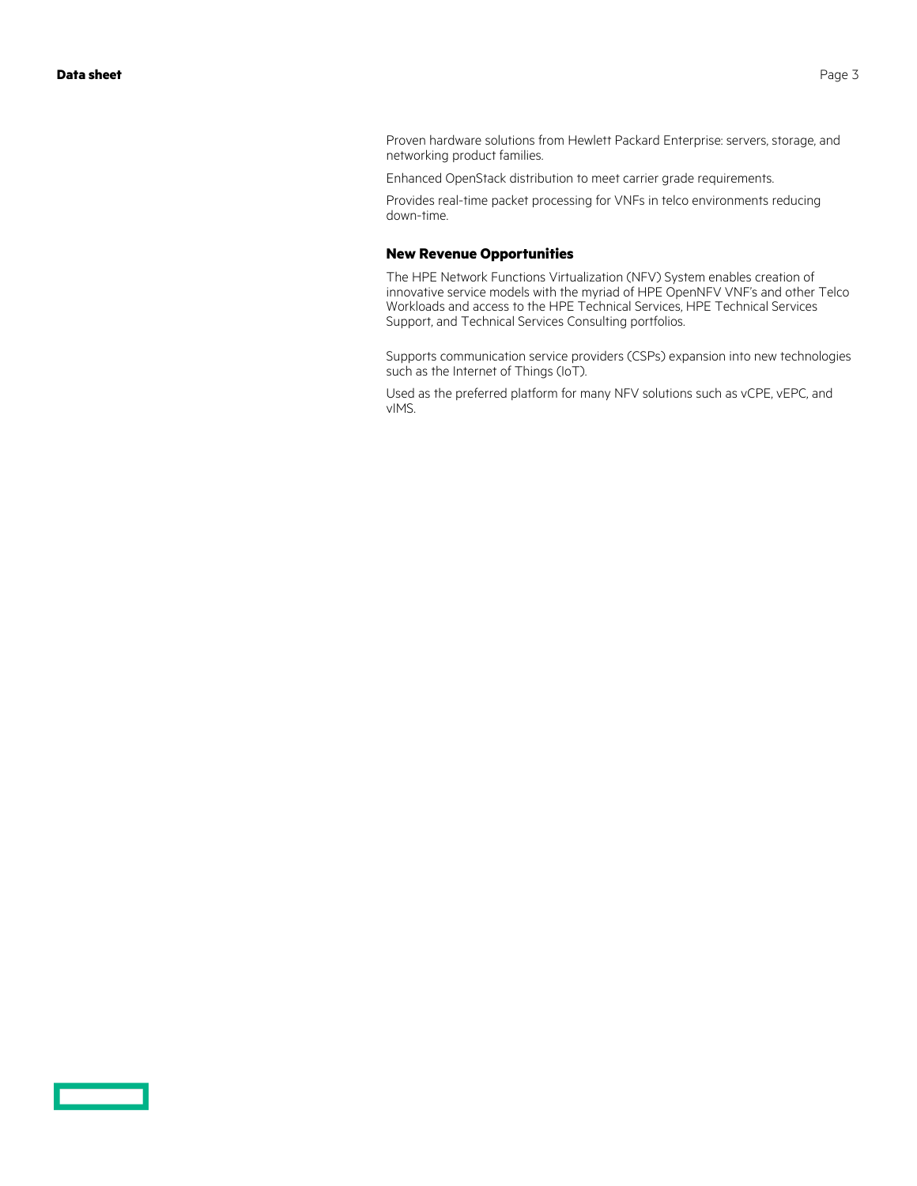Proven hardware solutions from Hewlett Packard Enterprise: servers, storage, and networking product families.

Enhanced OpenStack distribution to meet carrier grade requirements.

Provides real-time packet processing for VNFs in telco environments reducing down-time.

### New Revenue Opportunities

The HPE Network Functions Virtualization (NFV) System enables creation of innovative service models with the myriad of HPE OpenNFV VNF's and other Telco Workloads and access to the HPE Technical Services, HPE Technical Services Support, and Technical Services Consulting portfolios.

Supports communication service providers (CSPs) expansion into new technologies such as the Internet of Things (IoT).

Used as the preferred platform for many NFV solutions such as vCPE, vEPC, and vIMS.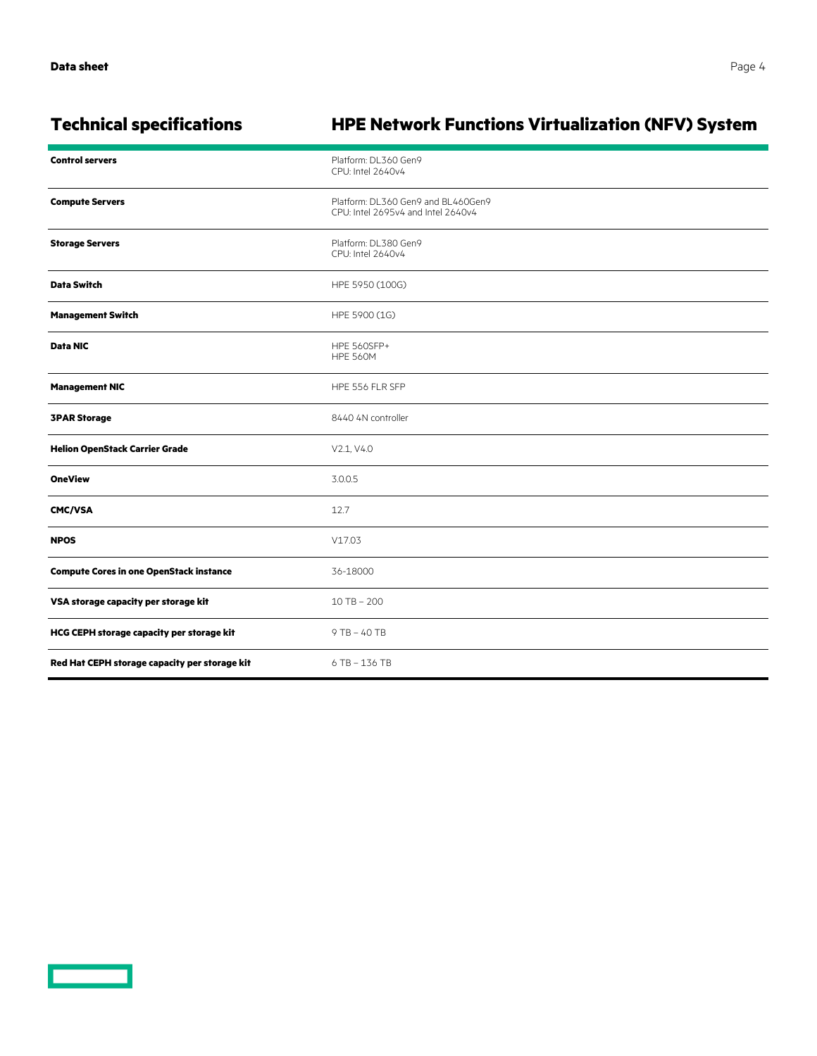## Technical specifications

## HPE Network Functions Virtualization (NFV) System

| | |
|---|---|
| **Control servers** | Platform: DL360 Gen9<br>CPU: Intel 2640v4 |
| **Compute Servers** | Platform: DL360 Gen9 and BL460Gen9<br>CPU: Intel 2695v4 and Intel 2640v4 |
| **Storage Servers** | Platform: DL380 Gen9<br>CPU: Intel 2640v4 |
| **Data Switch** | HPE 5950 (100G) |
| **Management Switch** | HPE 5900 (1G) |
| **Data NIC** | HPE 560SFP+<br>HPE 560M |
| **Management NIC** | HPE 556 FLR SFP |
| **3PAR Storage** | 8440 4N controller |
| **Helion OpenStack Carrier Grade** | V2.1, V4.0 |
| **OneView** | 3.0.0.5 |
| **CMC/VSA** | 12.7 |
| **NPOS** | V17.03 |
| **Compute Cores in one OpenStack instance** | 36-18000 |
| **VSA storage capacity per storage kit** | 10 TB – 200 |
| **HCG CEPH storage capacity per storage kit** | 9 TB – 40 TB |
| **Red Hat CEPH storage capacity per storage kit** | 6 TB – 136 TB |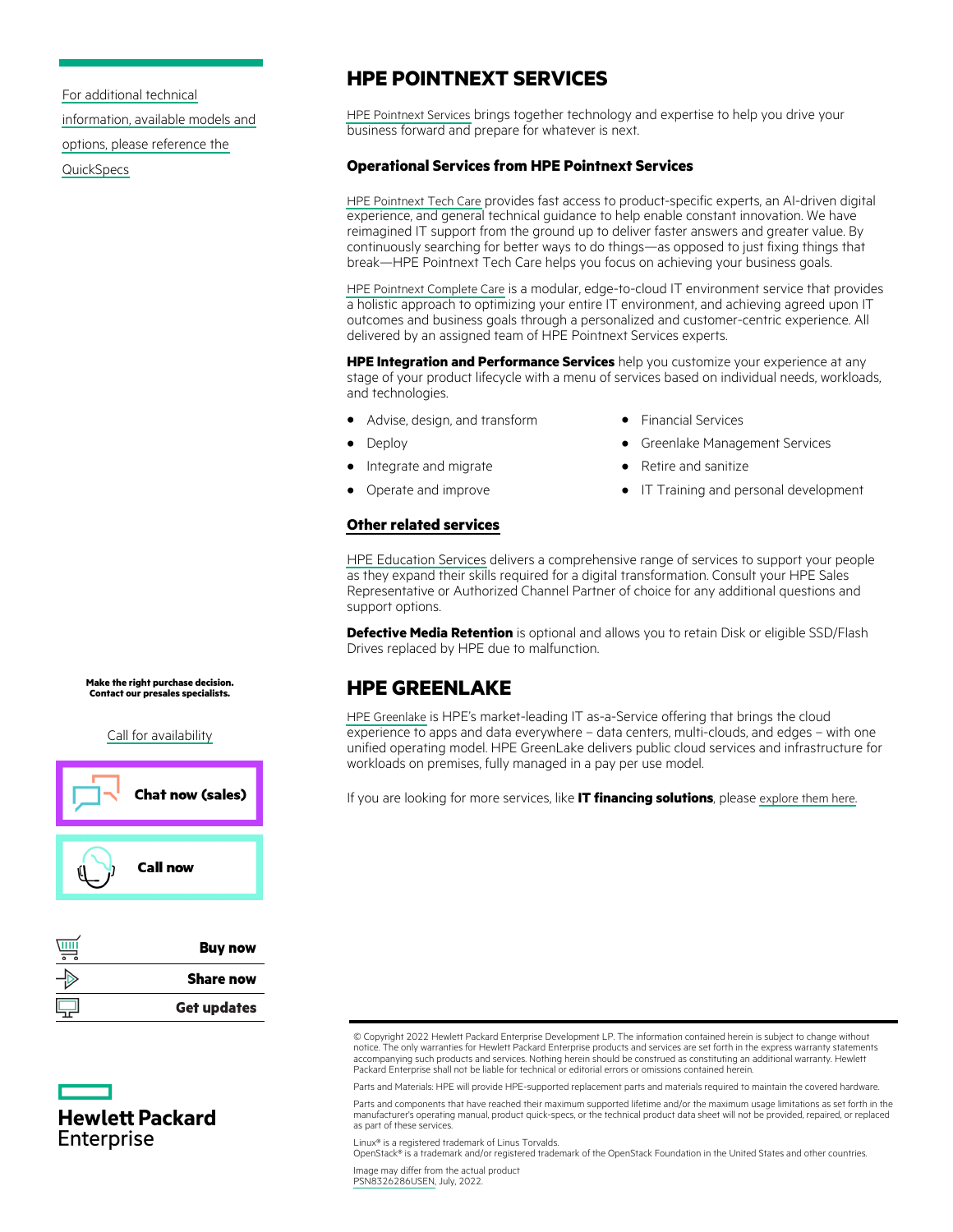For additional technical information, available models and options, please reference the QuickSpecs

## HPE POINTNEXT SERVICES

HPE Pointnext Services brings together technology and expertise to help you drive your business forward and prepare for whatever is next.

### Operational Services from HPE Pointnext Services

HPE Pointnext Tech Care provides fast access to product-specific experts, an AI-driven digital experience, and general technical guidance to help enable constant innovation. We have reimagined IT support from the ground up to deliver faster answers and greater value. By continuously searching for better ways to do things—as opposed to just fixing things that break—HPE Pointnext Tech Care helps you focus on achieving your business goals.

HPE Pointnext Complete Care is a modular, edge-to-cloud IT environment service that provides a holistic approach to optimizing your entire IT environment, and achieving agreed upon IT outcomes and business goals through a personalized and customer-centric experience. All delivered by an assigned team of HPE Pointnext Services experts.

**HPE Integration and Performance Services** help you customize your experience at any stage of your product lifecycle with a menu of services based on individual needs, workloads, and technologies.

- Advise, design, and transform
- Deploy
- Integrate and migrate
- Operate and improve
- Financial Services
- Greenlake Management Services
- Retire and sanitize
- IT Training and personal development

### Other related services

HPE Education Services delivers a comprehensive range of services to support your people as they expand their skills required for a digital transformation. Consult your HPE Sales Representative or Authorized Channel Partner of choice for any additional questions and support options.

**Defective Media Retention** is optional and allows you to retain Disk or eligible SSD/Flash Drives replaced by HPE due to malfunction.

## HPE GREENLAKE

HPE Greenlake is HPE's market-leading IT as-a-Service offering that brings the cloud experience to apps and data everywhere – data centers, multi-clouds, and edges – with one unified operating model. HPE GreenLake delivers public cloud services and infrastructure for workloads on premises, fully managed in a pay per use model.

If you are looking for more services, like **IT financing solutions**, please explore them here.

**Make the right purchase decision. Contact our presales specialists.**

Call for availability

**Chat now (sales)**

**Call now**

**Buy now**

**Share now**

**Get updates**

Hewlett Packard Enterprise

© Copyright 2022 Hewlett Packard Enterprise Development LP. The information contained herein is subject to change without notice. The only warranties for Hewlett Packard Enterprise products and services are set forth in the express warranty statements accompanying such products and services. Nothing herein should be construed as constituting an additional warranty. Hewlett Packard Enterprise shall not be liable for technical or editorial errors or omissions contained herein.

Parts and Materials: HPE will provide HPE-supported replacement parts and materials required to maintain the covered hardware.

Parts and components that have reached their maximum supported lifetime and/or the maximum usage limitations as set forth in the manufacturer's operating manual, product quick-specs, or the technical product data sheet will not be provided, repaired, or replaced as part of these services.

Linux® is a registered trademark of Linus Torvalds.
OpenStack® is a trademark and/or registered trademark of the OpenStack Foundation in the United States and other countries.

Image may differ from the actual product
PSN8326286USEN, July, 2022.